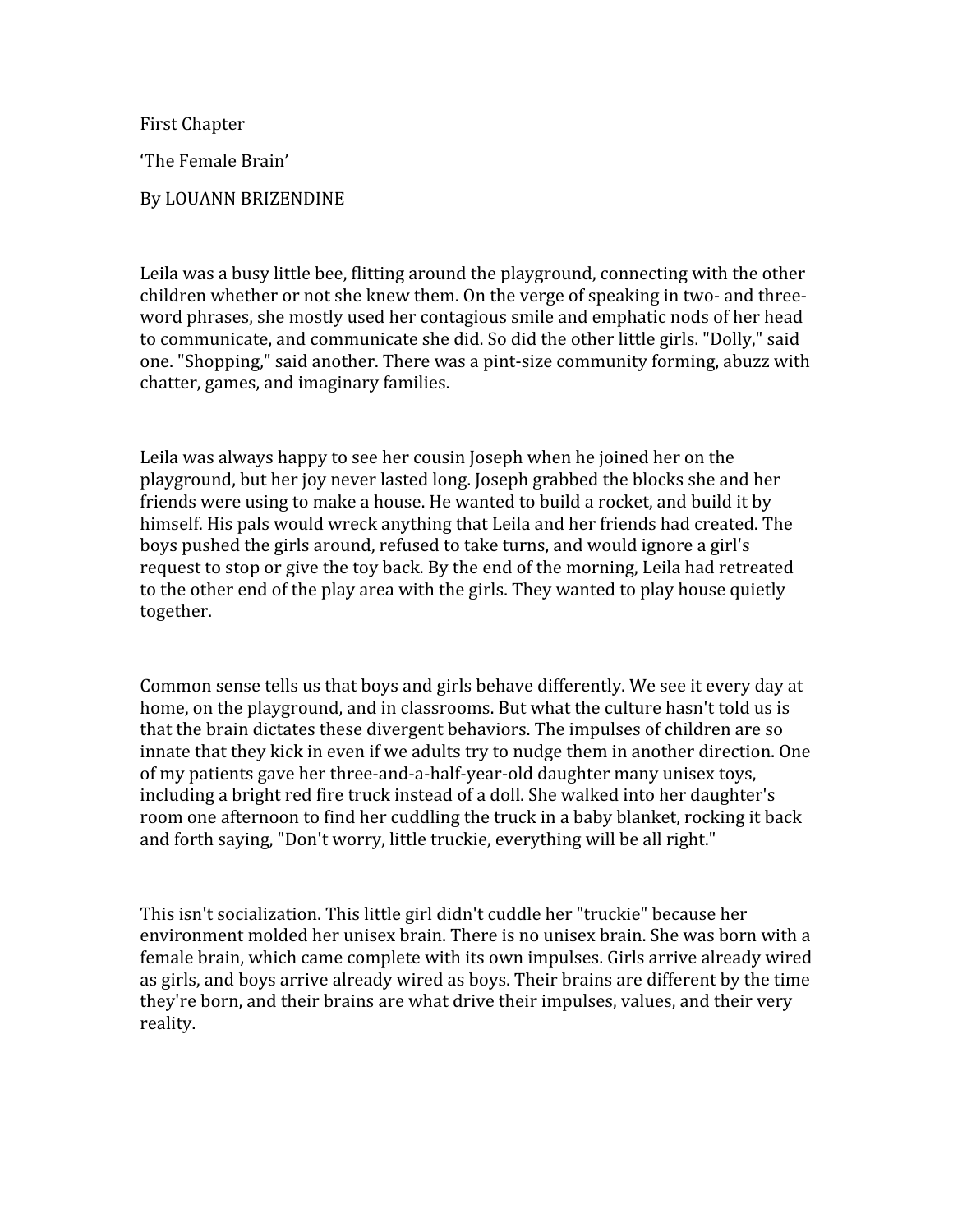First Chapter

'The Female Brain'

By LOUANN BRIZENDINE

Leila was a busy little bee, flitting around the playground, connecting with the other children whether or not she knew them. On the verge of speaking in two- and three-word phrases, she mostly used her contagious smile and emphatic nods of her head to communicate, and communicate she did. So did the other little girls. "Dolly," said one. "Shopping," said another. There was a pint-size community forming, abuzz with chatter, games, and imaginary families.

Leila was always happy to see her cousin Joseph when he joined her on the playground, but her joy never lasted long. Joseph grabbed the blocks she and her friends were using to make a house. He wanted to build a rocket, and build it by himself. His pals would wreck anything that Leila and her friends had created. The boys pushed the girls around, refused to take turns, and would ignore a girl's request to stop or give the toy back. By the end of the morning, Leila had retreated to the other end of the play area with the girls. They wanted to play house quietly together.

Common sense tells us that boys and girls behave differently. We see it every day at home, on the playground, and in classrooms. But what the culture hasn't told us is that the brain dictates these divergent behaviors. The impulses of children are so innate that they kick in even if we adults try to nudge them in another direction. One of my patients gave her three-and-a-half-year-old daughter many unisex toys, including a bright red fire truck instead of a doll. She walked into her daughter's room one afternoon to find her cuddling the truck in a baby blanket, rocking it back and forth saying, "Don't worry, little truckie, everything will be all right."

This isn't socialization. This little girl didn't cuddle her "truckie" because her environment molded her unisex brain. There is no unisex brain. She was born with a female brain, which came complete with its own impulses. Girls arrive already wired as girls, and boys arrive already wired as boys. Their brains are different by the time they're born, and their brains are what drive their impulses, values, and their very reality.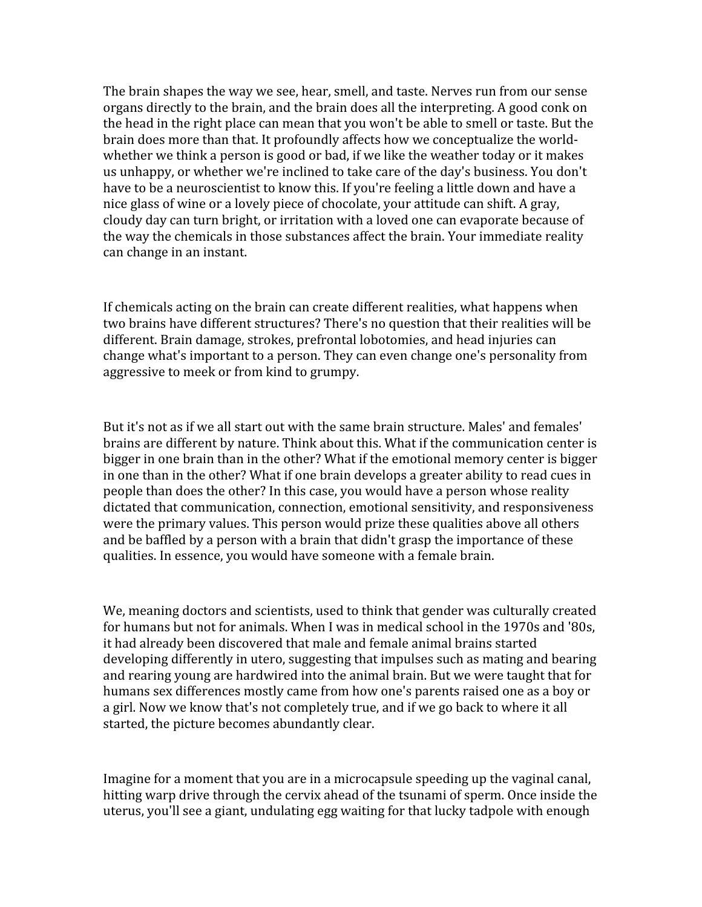The brain shapes the way we see, hear, smell, and taste. Nerves run from our sense organs directly to the brain, and the brain does all the interpreting. A good conk on the head in the right place can mean that you won't be able to smell or taste. But the brain does more than that. It profoundly affects how we conceptualize the world-whether we think a person is good or bad, if we like the weather today or it makes us unhappy, or whether we're inclined to take care of the day's business. You don't have to be a neuroscientist to know this. If you're feeling a little down and have a nice glass of wine or a lovely piece of chocolate, your attitude can shift. A gray, cloudy day can turn bright, or irritation with a loved one can evaporate because of the way the chemicals in those substances affect the brain. Your immediate reality can change in an instant.

If chemicals acting on the brain can create different realities, what happens when two brains have different structures? There's no question that their realities will be different. Brain damage, strokes, prefrontal lobotomies, and head injuries can change what's important to a person. They can even change one's personality from aggressive to meek or from kind to grumpy.

But it's not as if we all start out with the same brain structure. Males' and females' brains are different by nature. Think about this. What if the communication center is bigger in one brain than in the other? What if the emotional memory center is bigger in one than in the other? What if one brain develops a greater ability to read cues in people than does the other? In this case, you would have a person whose reality dictated that communication, connection, emotional sensitivity, and responsiveness were the primary values. This person would prize these qualities above all others and be baffled by a person with a brain that didn't grasp the importance of these qualities. In essence, you would have someone with a female brain.

We, meaning doctors and scientists, used to think that gender was culturally created for humans but not for animals. When I was in medical school in the 1970s and '80s, it had already been discovered that male and female animal brains started developing differently in utero, suggesting that impulses such as mating and bearing and rearing young are hardwired into the animal brain. But we were taught that for humans sex differences mostly came from how one's parents raised one as a boy or a girl. Now we know that's not completely true, and if we go back to where it all started, the picture becomes abundantly clear.

Imagine for a moment that you are in a microcapsule speeding up the vaginal canal, hitting warp drive through the cervix ahead of the tsunami of sperm. Once inside the uterus, you'll see a giant, undulating egg waiting for that lucky tadpole with enough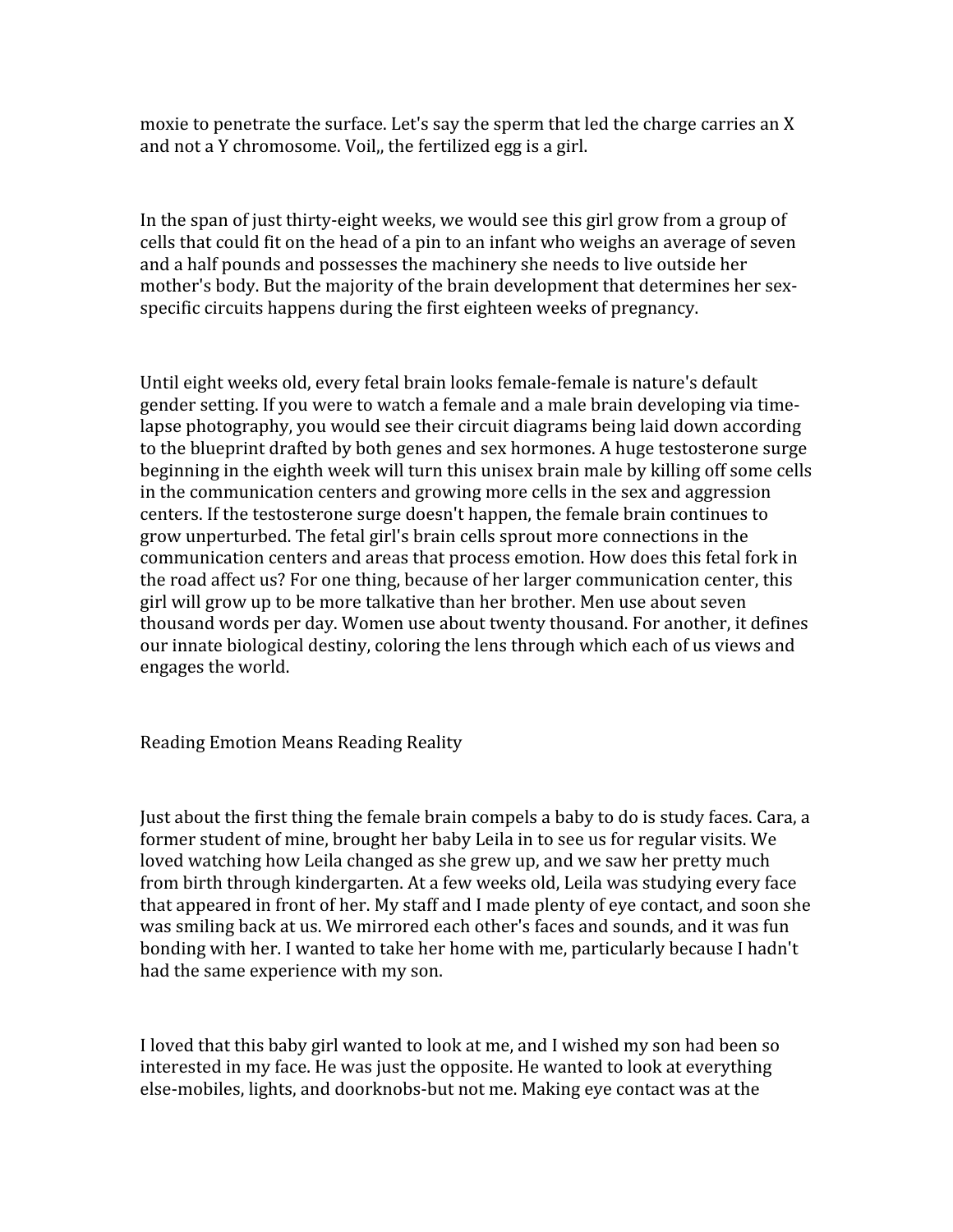moxie to penetrate the surface. Let's say the sperm that led the charge carries an X and not a Y chromosome. Voil,, the fertilized egg is a girl.

In the span of just thirty-eight weeks, we would see this girl grow from a group of cells that could fit on the head of a pin to an infant who weighs an average of seven and a half pounds and possesses the machinery she needs to live outside her mother's body. But the majority of the brain development that determines her sex-specific circuits happens during the first eighteen weeks of pregnancy.

Until eight weeks old, every fetal brain looks female-female is nature's default gender setting. If you were to watch a female and a male brain developing via time-lapse photography, you would see their circuit diagrams being laid down according to the blueprint drafted by both genes and sex hormones. A huge testosterone surge beginning in the eighth week will turn this unisex brain male by killing off some cells in the communication centers and growing more cells in the sex and aggression centers. If the testosterone surge doesn't happen, the female brain continues to grow unperturbed. The fetal girl's brain cells sprout more connections in the communication centers and areas that process emotion. How does this fetal fork in the road affect us? For one thing, because of her larger communication center, this girl will grow up to be more talkative than her brother. Men use about seven thousand words per day. Women use about twenty thousand. For another, it defines our innate biological destiny, coloring the lens through which each of us views and engages the world.

## Reading Emotion Means Reading Reality

Just about the first thing the female brain compels a baby to do is study faces. Cara, a former student of mine, brought her baby Leila in to see us for regular visits. We loved watching how Leila changed as she grew up, and we saw her pretty much from birth through kindergarten. At a few weeks old, Leila was studying every face that appeared in front of her. My staff and I made plenty of eye contact, and soon she was smiling back at us. We mirrored each other's faces and sounds, and it was fun bonding with her. I wanted to take her home with me, particularly because I hadn't had the same experience with my son.

I loved that this baby girl wanted to look at me, and I wished my son had been so interested in my face. He was just the opposite. He wanted to look at everything else-mobiles, lights, and doorknobs-but not me. Making eye contact was at the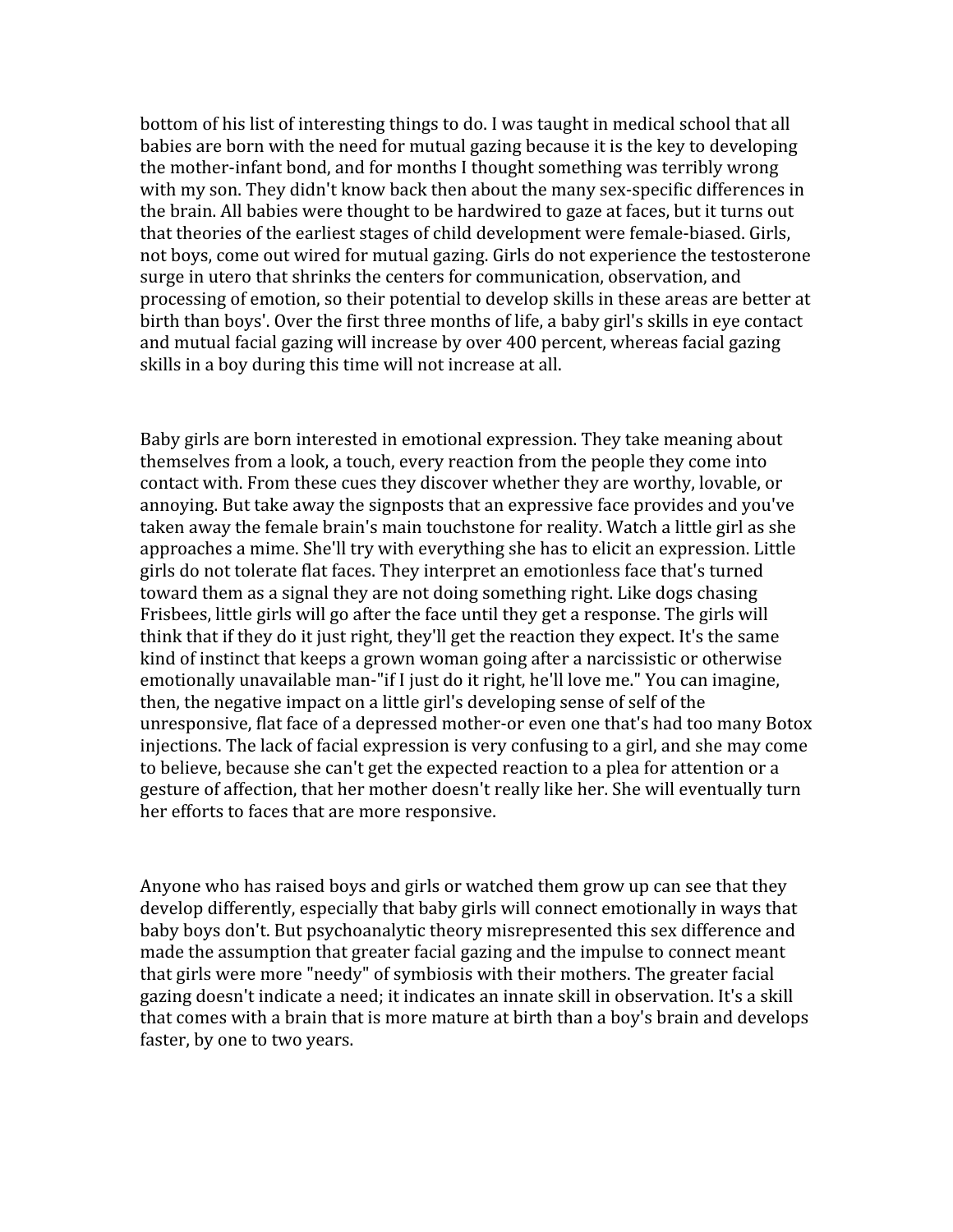bottom of his list of interesting things to do. I was taught in medical school that all babies are born with the need for mutual gazing because it is the key to developing the mother-infant bond, and for months I thought something was terribly wrong with my son. They didn't know back then about the many sex-specific differences in the brain. All babies were thought to be hardwired to gaze at faces, but it turns out that theories of the earliest stages of child development were female-biased. Girls, not boys, come out wired for mutual gazing. Girls do not experience the testosterone surge in utero that shrinks the centers for communication, observation, and processing of emotion, so their potential to develop skills in these areas are better at birth than boys'. Over the first three months of life, a baby girl's skills in eye contact and mutual facial gazing will increase by over 400 percent, whereas facial gazing skills in a boy during this time will not increase at all.

Baby girls are born interested in emotional expression. They take meaning about themselves from a look, a touch, every reaction from the people they come into contact with. From these cues they discover whether they are worthy, lovable, or annoying. But take away the signposts that an expressive face provides and you've taken away the female brain's main touchstone for reality. Watch a little girl as she approaches a mime. She'll try with everything she has to elicit an expression. Little girls do not tolerate flat faces. They interpret an emotionless face that's turned toward them as a signal they are not doing something right. Like dogs chasing Frisbees, little girls will go after the face until they get a response. The girls will think that if they do it just right, they'll get the reaction they expect. It's the same kind of instinct that keeps a grown woman going after a narcissistic or otherwise emotionally unavailable man-"if I just do it right, he'll love me." You can imagine, then, the negative impact on a little girl's developing sense of self of the unresponsive, flat face of a depressed mother-or even one that's had too many Botox injections. The lack of facial expression is very confusing to a girl, and she may come to believe, because she can't get the expected reaction to a plea for attention or a gesture of affection, that her mother doesn't really like her. She will eventually turn her efforts to faces that are more responsive.

Anyone who has raised boys and girls or watched them grow up can see that they develop differently, especially that baby girls will connect emotionally in ways that baby boys don't. But psychoanalytic theory misrepresented this sex difference and made the assumption that greater facial gazing and the impulse to connect meant that girls were more "needy" of symbiosis with their mothers. The greater facial gazing doesn't indicate a need; it indicates an innate skill in observation. It's a skill that comes with a brain that is more mature at birth than a boy's brain and develops faster, by one to two years.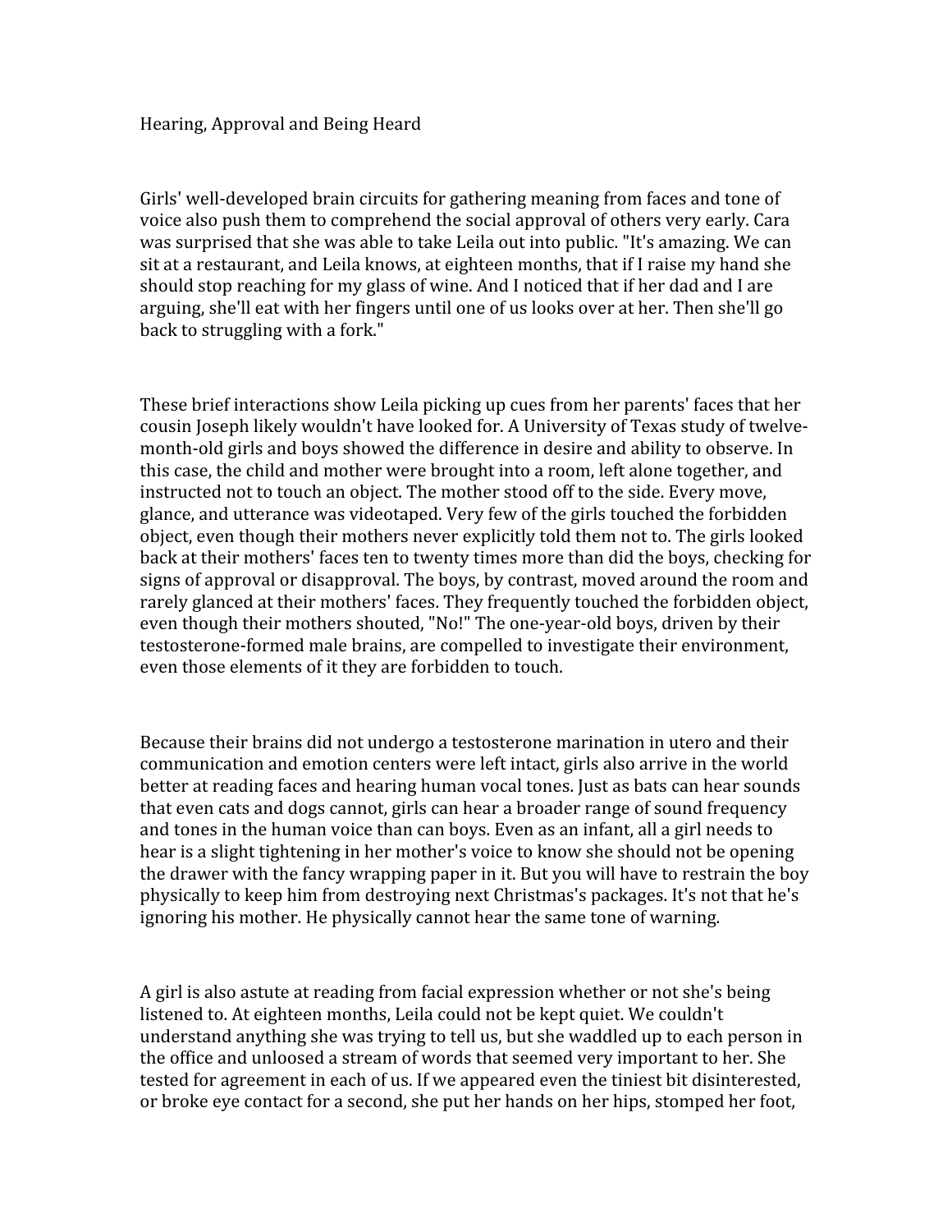Hearing, Approval and Being Heard

Girls' well-developed brain circuits for gathering meaning from faces and tone of voice also push them to comprehend the social approval of others very early. Cara was surprised that she was able to take Leila out into public. "It's amazing. We can sit at a restaurant, and Leila knows, at eighteen months, that if I raise my hand she should stop reaching for my glass of wine. And I noticed that if her dad and I are arguing, she'll eat with her fingers until one of us looks over at her. Then she'll go back to struggling with a fork."

These brief interactions show Leila picking up cues from her parents' faces that her cousin Joseph likely wouldn't have looked for. A University of Texas study of twelve-month-old girls and boys showed the difference in desire and ability to observe. In this case, the child and mother were brought into a room, left alone together, and instructed not to touch an object. The mother stood off to the side. Every move, glance, and utterance was videotaped. Very few of the girls touched the forbidden object, even though their mothers never explicitly told them not to. The girls looked back at their mothers' faces ten to twenty times more than did the boys, checking for signs of approval or disapproval. The boys, by contrast, moved around the room and rarely glanced at their mothers' faces. They frequently touched the forbidden object, even though their mothers shouted, "No!" The one-year-old boys, driven by their testosterone-formed male brains, are compelled to investigate their environment, even those elements of it they are forbidden to touch.

Because their brains did not undergo a testosterone marination in utero and their communication and emotion centers were left intact, girls also arrive in the world better at reading faces and hearing human vocal tones. Just as bats can hear sounds that even cats and dogs cannot, girls can hear a broader range of sound frequency and tones in the human voice than can boys. Even as an infant, all a girl needs to hear is a slight tightening in her mother's voice to know she should not be opening the drawer with the fancy wrapping paper in it. But you will have to restrain the boy physically to keep him from destroying next Christmas's packages. It's not that he's ignoring his mother. He physically cannot hear the same tone of warning.

A girl is also astute at reading from facial expression whether or not she's being listened to. At eighteen months, Leila could not be kept quiet. We couldn't understand anything she was trying to tell us, but she waddled up to each person in the office and unloosed a stream of words that seemed very important to her. She tested for agreement in each of us. If we appeared even the tiniest bit disinterested, or broke eye contact for a second, she put her hands on her hips, stomped her foot,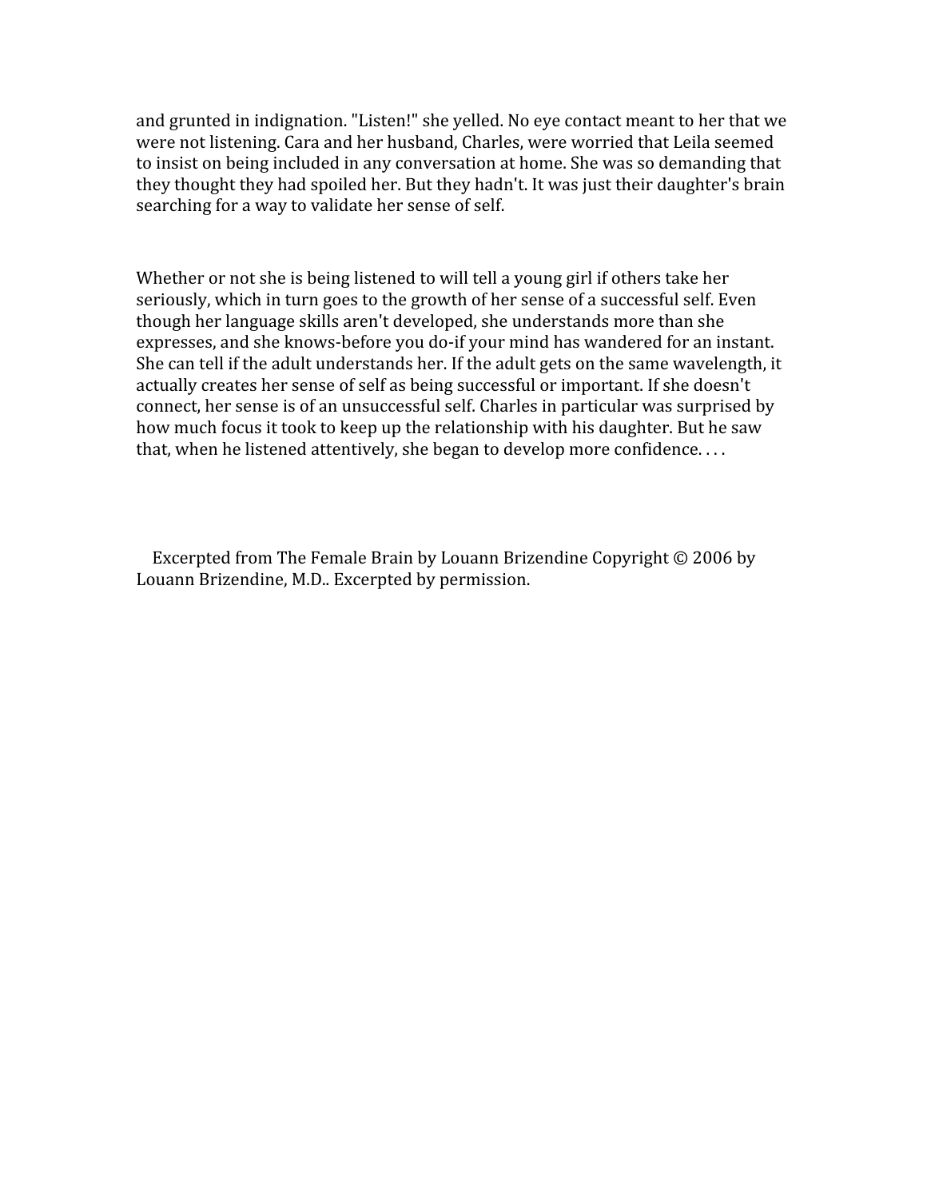and grunted in indignation. "Listen!" she yelled. No eye contact meant to her that we were not listening. Cara and her husband, Charles, were worried that Leila seemed to insist on being included in any conversation at home. She was so demanding that they thought they had spoiled her. But they hadn't. It was just their daughter's brain searching for a way to validate her sense of self.

Whether or not she is being listened to will tell a young girl if others take her seriously, which in turn goes to the growth of her sense of a successful self. Even though her language skills aren't developed, she understands more than she expresses, and she knows-before you do-if your mind has wandered for an instant. She can tell if the adult understands her. If the adult gets on the same wavelength, it actually creates her sense of self as being successful or important. If she doesn't connect, her sense is of an unsuccessful self. Charles in particular was surprised by how much focus it took to keep up the relationship with his daughter. But he saw that, when he listened attentively, she began to develop more confidence. . . .

Excerpted from The Female Brain by Louann Brizendine Copyright © 2006 by Louann Brizendine, M.D.. Excerpted by permission.